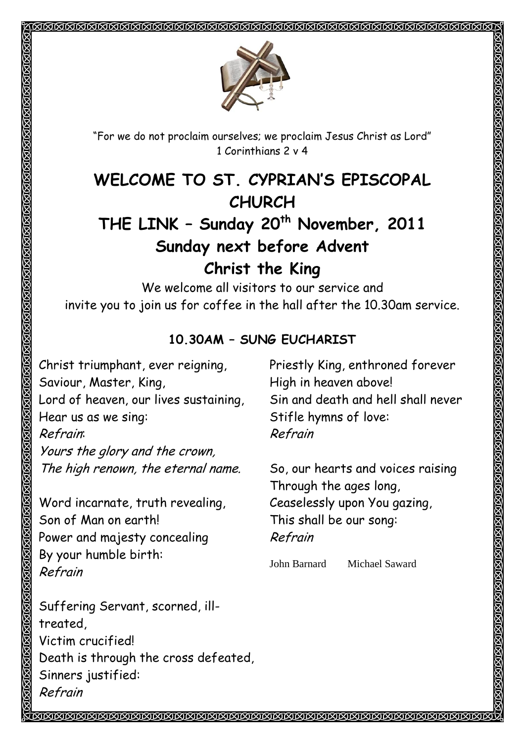"For we do not proclaim ourselves; we proclaim Jesus Christ as Lord"
1 Corinthians 2 v 4

# WELCOME TO ST. CYPRIAN'S EPISCOPAL CHURCH

# THE LINK – Sunday 20th November, 2011

# Sunday next before Advent

# Christ the King

We welcome all visitors to our service and
invite you to join us for coffee in the hall after the 10.30am service.

### 10.30AM – SUNG EUCHARIST

Christ triumphant, ever reigning,
Saviour, Master, King,
Lord of heaven, our lives sustaining,
Hear us as we sing:
*Refrain*:
*Yours the glory and the crown,*
*The high renown, the eternal name.*

Word incarnate, truth revealing,
Son of Man on earth!
Power and majesty concealing
By your humble birth:
*Refrain*

Suffering Servant, scorned, ill-treated,
Victim crucified!
Death is through the cross defeated,
Sinners justified:
*Refrain*

Priestly King, enthroned forever
High in heaven above!
Sin and death and hell shall never
Stifle hymns of love:
*Refrain*

So, our hearts and voices raising
Through the ages long,
Ceaselessly upon You gazing,
This shall be our song:
*Refrain*

John Barnard Michael Saward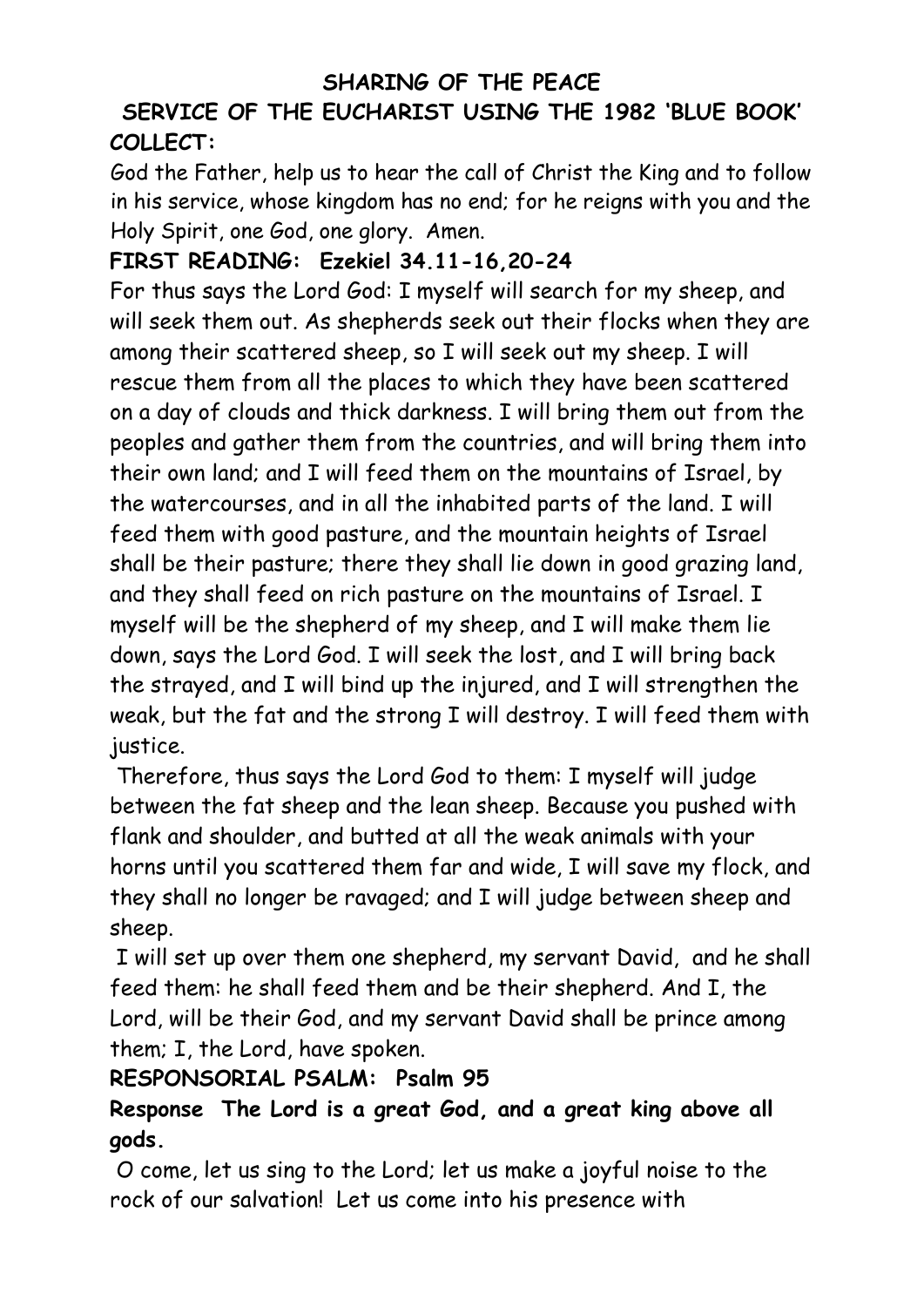**SHARING OF THE PEACE**

**SERVICE OF THE EUCHARIST USING THE 1982 'BLUE BOOK'**

**COLLECT:**

God the Father, help us to hear the call of Christ the King and to follow in his service, whose kingdom has no end; for he reigns with you and the Holy Spirit, one God, one glory. Amen.

**FIRST READING: Ezekiel 34.11-16,20-24**

For thus says the Lord God: I myself will search for my sheep, and will seek them out. As shepherds seek out their flocks when they are among their scattered sheep, so I will seek out my sheep. I will rescue them from all the places to which they have been scattered on a day of clouds and thick darkness. I will bring them out from the peoples and gather them from the countries, and will bring them into their own land; and I will feed them on the mountains of Israel, by the watercourses, and in all the inhabited parts of the land. I will feed them with good pasture, and the mountain heights of Israel shall be their pasture; there they shall lie down in good grazing land, and they shall feed on rich pasture on the mountains of Israel. I myself will be the shepherd of my sheep, and I will make them lie down, says the Lord God. I will seek the lost, and I will bring back the strayed, and I will bind up the injured, and I will strengthen the weak, but the fat and the strong I will destroy. I will feed them with justice.

Therefore, thus says the Lord God to them: I myself will judge between the fat sheep and the lean sheep. Because you pushed with flank and shoulder, and butted at all the weak animals with your horns until you scattered them far and wide, I will save my flock, and they shall no longer be ravaged; and I will judge between sheep and sheep.

I will set up over them one shepherd, my servant David, and he shall feed them: he shall feed them and be their shepherd. And I, the Lord, will be their God, and my servant David shall be prince among them; I, the Lord, have spoken.

**RESPONSORIAL PSALM: Psalm 95**

**Response The Lord is a great God, and a great king above all gods.**

O come, let us sing to the Lord; let us make a joyful noise to the rock of our salvation! Let us come into his presence with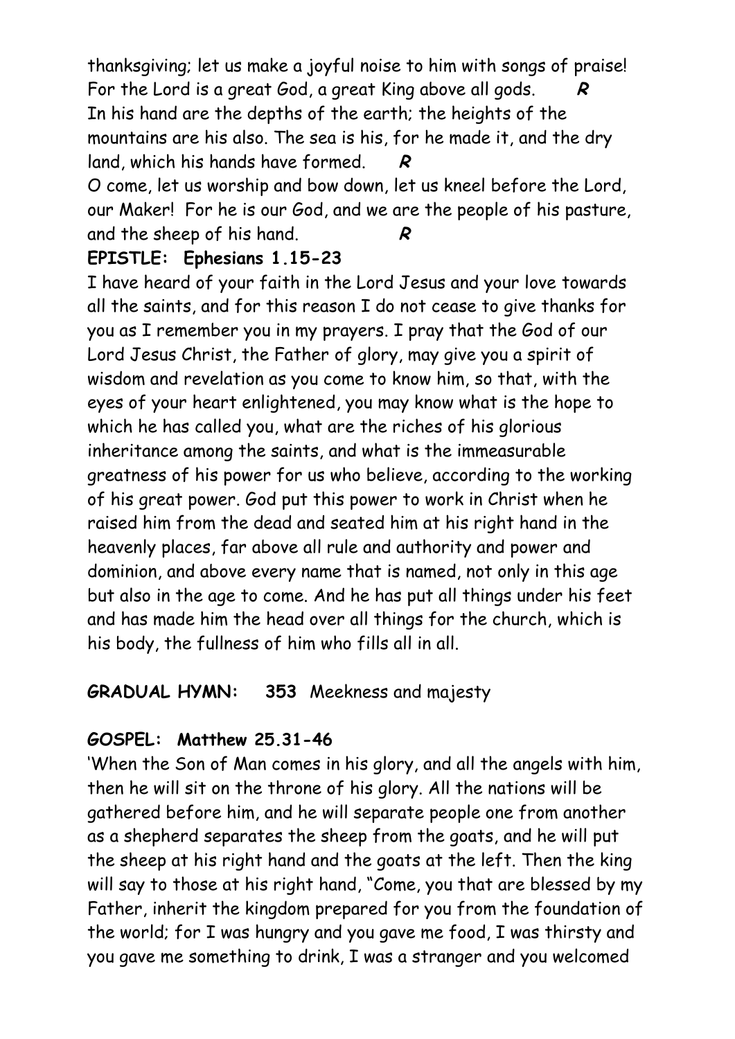thanksgiving; let us make a joyful noise to him with songs of praise! For the Lord is a great God, a great King above all gods. ***R***

In his hand are the depths of the earth; the heights of the mountains are his also. The sea is his, for he made it, and the dry land, which his hands have formed. ***R***

O come, let us worship and bow down, let us kneel before the Lord, our Maker! For he is our God, and we are the people of his pasture, and the sheep of his hand. ***R***

**EPISTLE: Ephesians 1.15-23**

I have heard of your faith in the Lord Jesus and your love towards all the saints, and for this reason I do not cease to give thanks for you as I remember you in my prayers. I pray that the God of our Lord Jesus Christ, the Father of glory, may give you a spirit of wisdom and revelation as you come to know him, so that, with the eyes of your heart enlightened, you may know what is the hope to which he has called you, what are the riches of his glorious inheritance among the saints, and what is the immeasurable greatness of his power for us who believe, according to the working of his great power. God put this power to work in Christ when he raised him from the dead and seated him at his right hand in the heavenly places, far above all rule and authority and power and dominion, and above every name that is named, not only in this age but also in the age to come. And he has put all things under his feet and has made him the head over all things for the church, which is his body, the fullness of him who fills all in all.

**GRADUAL HYMN: 353** Meekness and majesty

**GOSPEL: Matthew 25.31-46**

'When the Son of Man comes in his glory, and all the angels with him, then he will sit on the throne of his glory. All the nations will be gathered before him, and he will separate people one from another as a shepherd separates the sheep from the goats, and he will put the sheep at his right hand and the goats at the left. Then the king will say to those at his right hand, "Come, you that are blessed by my Father, inherit the kingdom prepared for you from the foundation of the world; for I was hungry and you gave me food, I was thirsty and you gave me something to drink, I was a stranger and you welcomed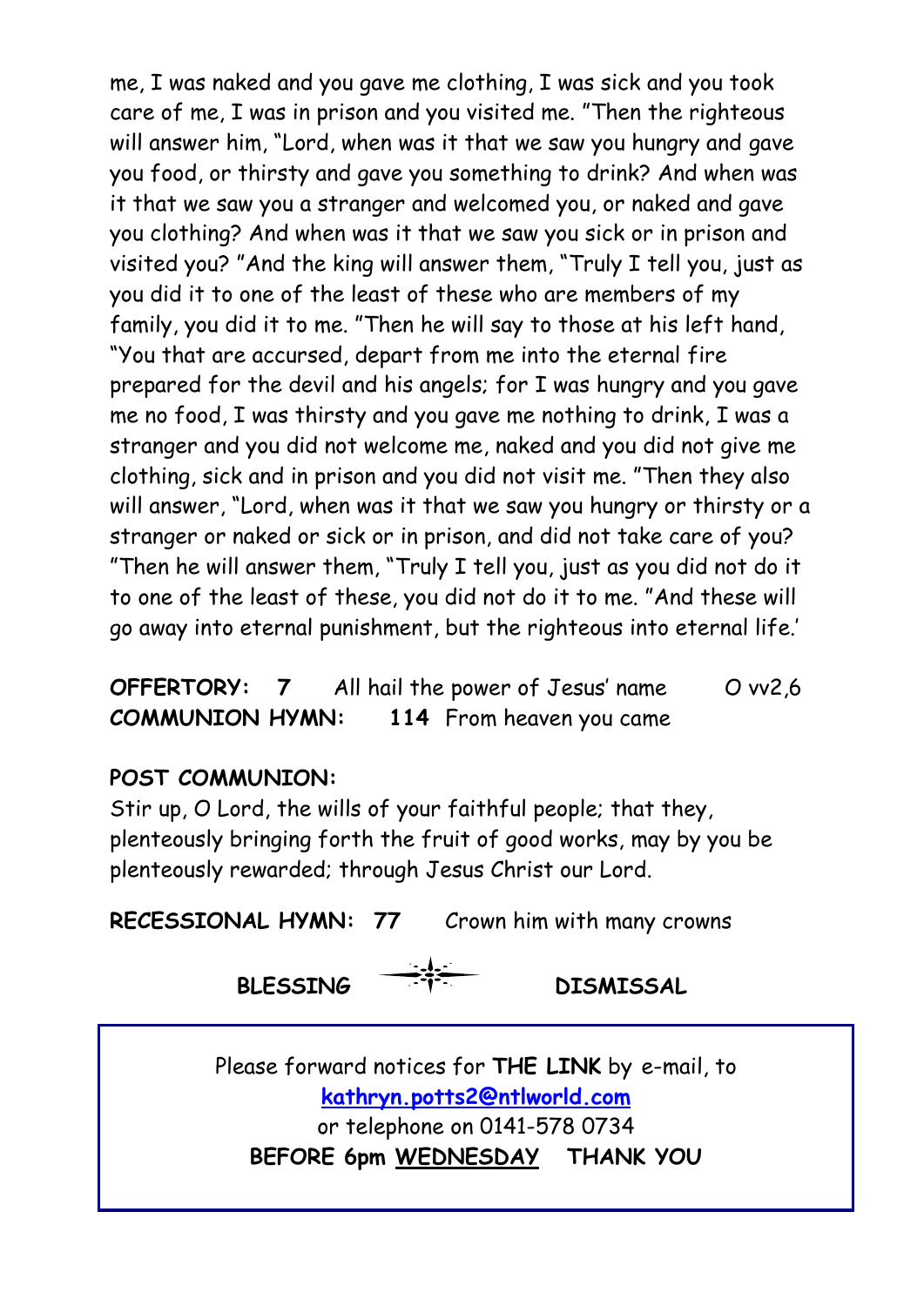me, I was naked and you gave me clothing, I was sick and you took care of me, I was in prison and you visited me. "Then the righteous will answer him, "Lord, when was it that we saw you hungry and gave you food, or thirsty and gave you something to drink? And when was it that we saw you a stranger and welcomed you, or naked and gave you clothing? And when was it that we saw you sick or in prison and visited you? "And the king will answer them, "Truly I tell you, just as you did it to one of the least of these who are members of my family, you did it to me. "Then he will say to those at his left hand, "You that are accursed, depart from me into the eternal fire prepared for the devil and his angels; for I was hungry and you gave me no food, I was thirsty and you gave me nothing to drink, I was a stranger and you did not welcome me, naked and you did not give me clothing, sick and in prison and you did not visit me. "Then they also will answer, "Lord, when was it that we saw you hungry or thirsty or a stranger or naked or sick or in prison, and did not take care of you? "Then he will answer them, "Truly I tell you, just as you did not do it to one of the least of these, you did not do it to me. "And these will go away into eternal punishment, but the righteous into eternal life.'

**OFFERTORY:** **7** All hail the power of Jesus' name O vv2,6
**COMMUNION HYMN:** **114** From heaven you came

**POST COMMUNION:**
Stir up, O Lord, the wills of your faithful people; that they, plenteously bringing forth the fruit of good works, may by you be plenteously rewarded; through Jesus Christ our Lord.

**RECESSIONAL HYMN:** **77** Crown him with many crowns

**BLESSING** **DISMISSAL**

Please forward notices for **THE LINK** by e-mail, to
**kathryn.potts2@ntlworld.com**
or telephone on 0141-578 0734
**BEFORE 6pm WEDNESDAY THANK YOU**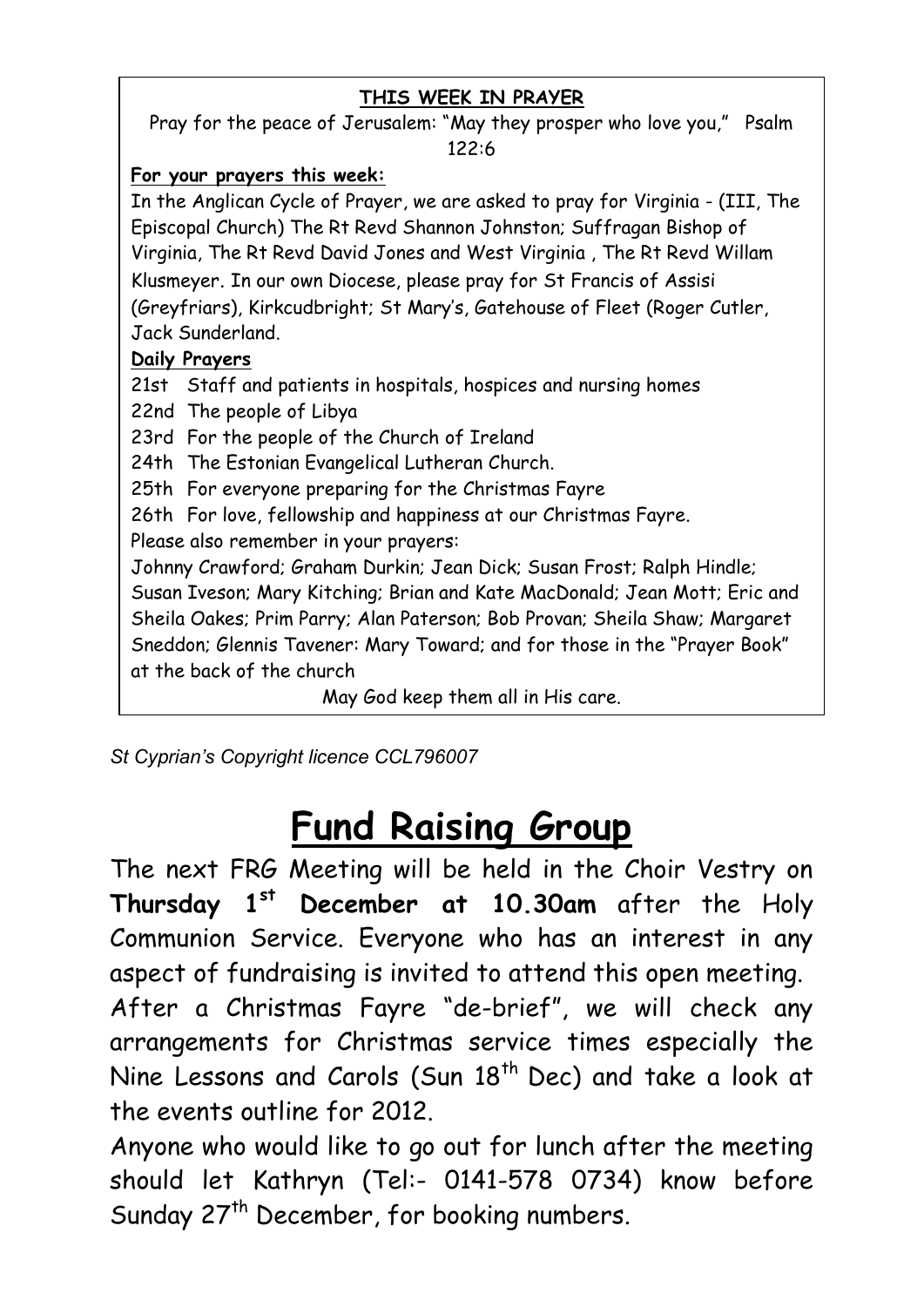**THIS WEEK IN PRAYER**

Pray for the peace of Jerusalem: "May they prosper who love you," Psalm 122:6

**For your prayers this week:**

In the Anglican Cycle of Prayer, we are asked to pray for Virginia - (III, The Episcopal Church) The Rt Revd Shannon Johnston; Suffragan Bishop of Virginia, The Rt Revd David Jones and West Virginia , The Rt Revd Willam Klusmeyer. In our own Diocese, please pray for St Francis of Assisi (Greyfriars), Kirkcudbright; St Mary's, Gatehouse of Fleet (Roger Cutler, Jack Sunderland.

**Daily Prayers**

21st Staff and patients in hospitals, hospices and nursing homes
22nd The people of Libya
23rd For the people of the Church of Ireland
24th The Estonian Evangelical Lutheran Church.
25th For everyone preparing for the Christmas Fayre
26th For love, fellowship and happiness at our Christmas Fayre.

Please also remember in your prayers:

Johnny Crawford; Graham Durkin; Jean Dick; Susan Frost; Ralph Hindle; Susan Iveson; Mary Kitching; Brian and Kate MacDonald; Jean Mott; Eric and Sheila Oakes; Prim Parry; Alan Paterson; Bob Provan; Sheila Shaw; Margaret Sneddon; Glennis Tavener: Mary Toward; and for those in the "Prayer Book" at the back of the church

May God keep them all in His care.

*St Cyprian's Copyright licence CCL796007*

# Fund Raising Group

The next FRG Meeting will be held in the Choir Vestry on **Thursday 1st December at 10.30am** after the Holy Communion Service. Everyone who has an interest in any aspect of fundraising is invited to attend this open meeting.

After a Christmas Fayre "de-brief", we will check any arrangements for Christmas service times especially the Nine Lessons and Carols (Sun 18th Dec) and take a look at the events outline for 2012.

Anyone who would like to go out for lunch after the meeting should let Kathryn (Tel:- 0141-578 0734) know before Sunday 27th December, for booking numbers.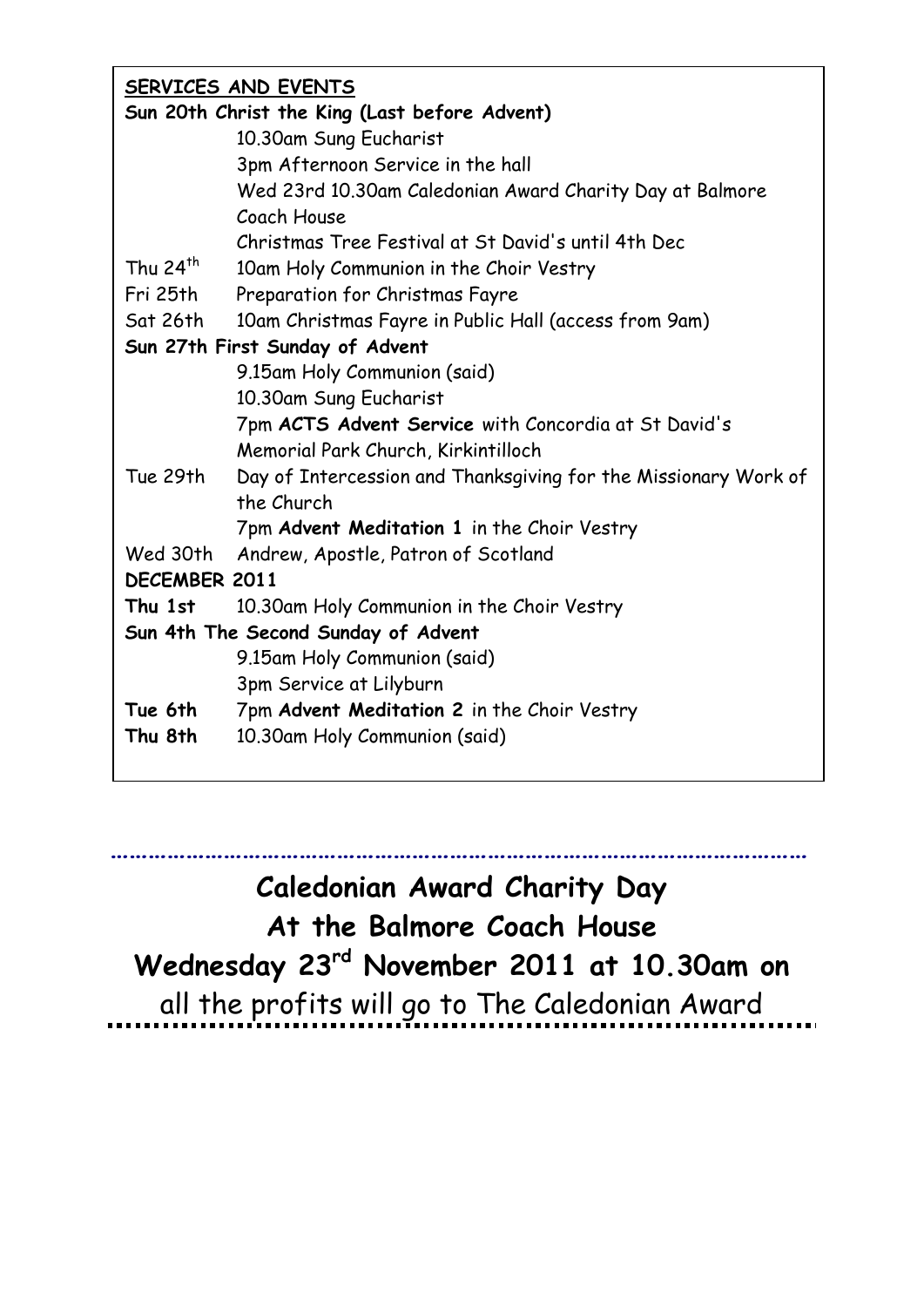## SERVICES AND EVENTS

**Sun 20th Christ the King (Last before Advent)**

| | |
|---|---|
| | 10.30am Sung Eucharist |
| | 3pm Afternoon Service in the hall |
| | Wed 23rd 10.30am Caledonian Award Charity Day at Balmore Coach House |
| | Christmas Tree Festival at St David's until 4th Dec |
| Thu 24th | 10am Holy Communion in the Choir Vestry |
| Fri 25th | Preparation for Christmas Fayre |
| Sat 26th | 10am Christmas Fayre in Public Hall (access from 9am) |
| **Sun 27th First Sunday of Advent** | |
| | 9.15am Holy Communion (said) |
| | 10.30am Sung Eucharist |
| | 7pm **ACTS Advent Service** with Concordia at St David's Memorial Park Church, Kirkintilloch |
| Tue 29th | Day of Intercession and Thanksgiving for the Missionary Work of the Church |
| | 7pm **Advent Meditation 1** in the Choir Vestry |
| Wed 30th | Andrew, Apostle, Patron of Scotland |
| **DECEMBER 2011** | |
| **Thu 1st** | 10.30am Holy Communion in the Choir Vestry |
| **Sun 4th The Second Sunday of Advent** | |
| | 9.15am Holy Communion (said) |
| | 3pm Service at Lilyburn |
| **Tue 6th** | 7pm **Advent Meditation 2** in the Choir Vestry |
| **Thu 8th** | 10.30am Holy Communion (said) |

---

## Caledonian Award Charity Day
## At the Balmore Coach House
## Wednesday 23rd November 2011 at 10.30am on

all the profits will go to The Caledonian Award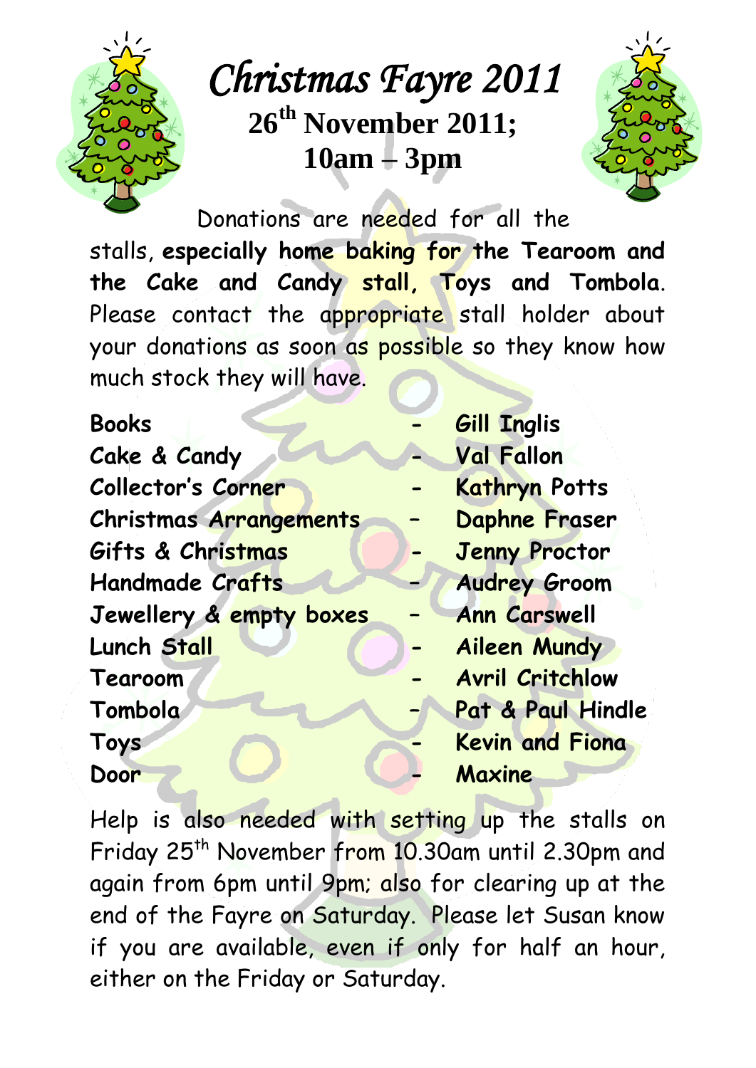# *Christmas Fayre 2011*

**26th November 2011;**
**10am – 3pm**

Donations are needed for all the stalls, **especially home baking for the Tearoom and the Cake and Candy stall, Toys and Tombola**. Please contact the appropriate stall holder about your donations as soon as possible so they know how much stock they will have.

| | | |
|---|---|---|
| **Books** | - | **Gill Inglis** |
| **Cake & Candy** | - | **Val Fallon** |
| **Collector's Corner** | - | **Kathryn Potts** |
| **Christmas Arrangements** | - | **Daphne Fraser** |
| **Gifts & Christmas** | - | **Jenny Proctor** |
| **Handmade Crafts** | - | **Audrey Groom** |
| **Jewellery & empty boxes** | - | **Ann Carswell** |
| **Lunch Stall** | - | **Aileen Mundy** |
| **Tearoom** | - | **Avril Critchlow** |
| **Tombola** | - | **Pat & Paul Hindle** |
| **Toys** | - | **Kevin and Fiona** |
| **Door** | - | **Maxine** |

Help is also needed with setting up the stalls on Friday 25th November from 10.30am until 2.30pm and again from 6pm until 9pm; also for clearing up at the end of the Fayre on Saturday. Please let Susan know if you are available, even if only for half an hour, either on the Friday or Saturday.